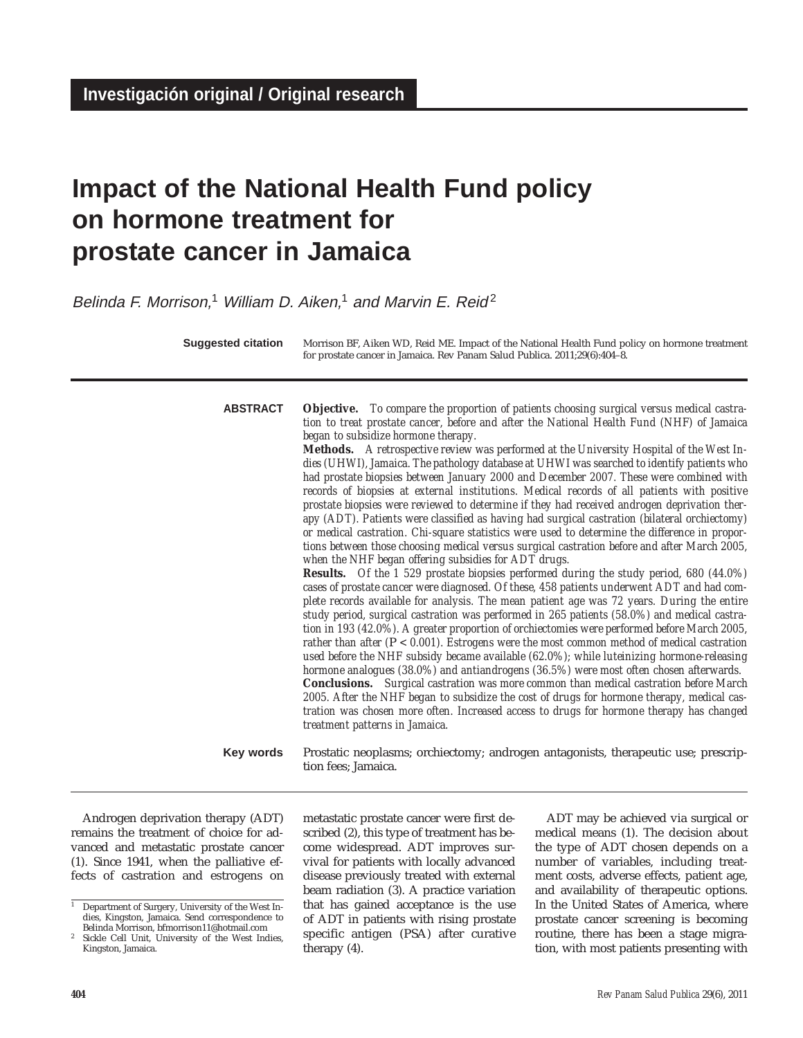Investigación original / Original research

# Impact of the National Health Fund policy on hormone treatment for prostate cancer in Jamaica

*Belinda F. Morrison,*[1] *William D. Aiken,*[1] *and Marvin E. Reid*[2]

**Suggested citation** Morrison BF, Aiken WD, Reid ME. Impact of the National Health Fund policy on hormone treatment for prostate cancer in Jamaica. Rev Panam Salud Publica. 2011;29(6):404–8.

**ABSTRACT**

**Objective.** *To compare the proportion of patients choosing surgical versus medical castration to treat prostate cancer, before and after the National Health Fund (NHF) of Jamaica began to subsidize hormone therapy.*

**Methods.** *A retrospective review was performed at the University Hospital of the West Indies (UHWI), Jamaica. The pathology database at UHWI was searched to identify patients who had prostate biopsies between January 2000 and December 2007. These were combined with records of biopsies at external institutions. Medical records of all patients with positive prostate biopsies were reviewed to determine if they had received androgen deprivation therapy (ADT). Patients were classified as having had surgical castration (bilateral orchiectomy) or medical castration. Chi-square statistics were used to determine the difference in proportions between those choosing medical versus surgical castration before and after March 2005, when the NHF began offering subsidies for ADT drugs.*

**Results.** *Of the 1 529 prostate biopsies performed during the study period, 680 (44.0%) cases of prostate cancer were diagnosed. Of these, 458 patients underwent ADT and had complete records available for analysis. The mean patient age was 72 years. During the entire study period, surgical castration was performed in 265 patients (58.0%) and medical castration in 193 (42.0%). A greater proportion of orchiectomies were performed before March 2005, rather than after (*$P < 0.001$*). Estrogens were the most common method of medical castration used before the NHF subsidy became available (62.0%); while luteinizing hormone-releasing hormone analogues (38.0%) and antiandrogens (36.5%) were most often chosen afterwards.*

**Conclusions.** *Surgical castration was more common than medical castration before March 2005. After the NHF began to subsidize the cost of drugs for hormone therapy, medical castration was chosen more often. Increased access to drugs for hormone therapy has changed treatment patterns in Jamaica.*

**Key words** Prostatic neoplasms; orchiectomy; androgen antagonists, therapeutic use; prescription fees; Jamaica.

---

Androgen deprivation therapy (ADT) remains the treatment of choice for advanced and metastatic prostate cancer (1). Since 1941, when the palliative effects of castration and estrogens on metastatic prostate cancer were first described (2), this type of treatment has become widespread. ADT improves survival for patients with locally advanced disease previously treated with external beam radiation (3). A practice variation that has gained acceptance is the use of ADT in patients with rising prostate specific antigen (PSA) after curative therapy (4).

ADT may be achieved via surgical or medical means (1). The decision about the type of ADT chosen depends on a number of variables, including treatment costs, adverse effects, patient age, and availability of therapeutic options. In the United States of America, where prostate cancer screening is becoming routine, there has been a stage migration, with most patients presenting with

[1] Department of Surgery, University of the West Indies, Kingston, Jamaica. Send correspondence to Belinda Morrison, bfmorrison11@hotmail.com

[2] Sickle Cell Unit, University of the West Indies, Kingston, Jamaica.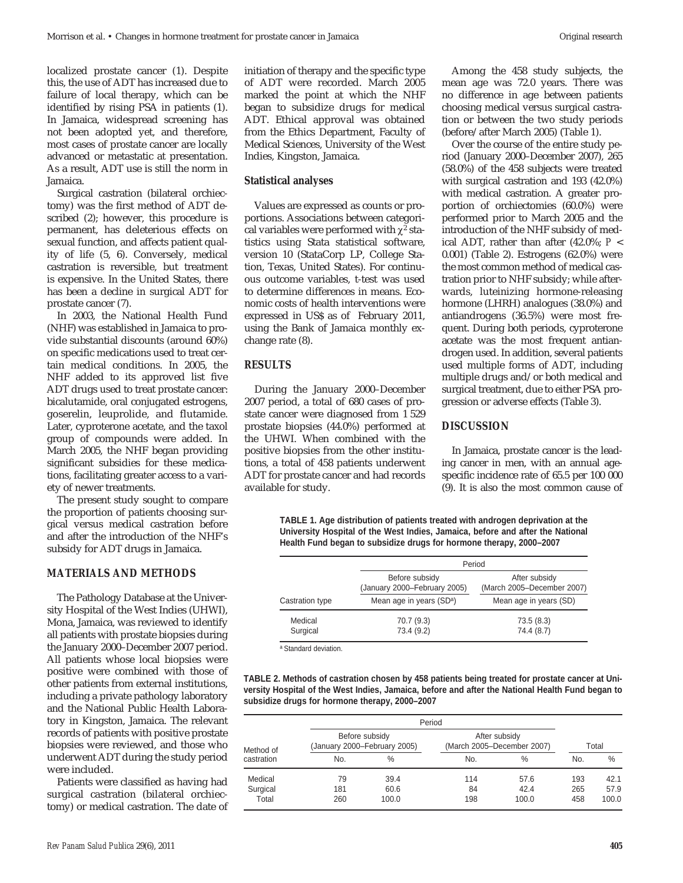localized prostate cancer (1). Despite this, the use of ADT has increased due to failure of local therapy, which can be identified by rising PSA in patients (1). In Jamaica, widespread screening has not been adopted yet, and therefore, most cases of prostate cancer are locally advanced or metastatic at presentation. As a result, ADT use is still the norm in Jamaica.

Surgical castration (bilateral orchiectomy) was the first method of ADT described (2); however, this procedure is permanent, has deleterious effects on sexual function, and affects patient quality of life (5, 6). Conversely, medical castration is reversible, but treatment is expensive. In the United States, there has been a decline in surgical ADT for prostate cancer (7).

In 2003, the National Health Fund (NHF) was established in Jamaica to provide substantial discounts (around 60%) on specific medications used to treat certain medical conditions. In 2005, the NHF added to its approved list five ADT drugs used to treat prostate cancer: bicalutamide, oral conjugated estrogens, goserelin, leuprolide, and flutamide. Later, cyproterone acetate, and the taxol group of compounds were added. In March 2005, the NHF began providing significant subsidies for these medications, facilitating greater access to a variety of newer treatments.

The present study sought to compare the proportion of patients choosing surgical versus medical castration before and after the introduction of the NHF's subsidy for ADT drugs in Jamaica.

## MATERIALS AND METHODS

The Pathology Database at the University Hospital of the West Indies (UHWI), Mona, Jamaica, was reviewed to identify all patients with prostate biopsies during the January 2000–December 2007 period. All patients whose local biopsies were positive were combined with those of other patients from external institutions, including a private pathology laboratory and the National Public Health Laboratory in Kingston, Jamaica. The relevant records of patients with positive prostate biopsies were reviewed, and those who underwent ADT during the study period were included.

Patients were classified as having had surgical castration (bilateral orchiectomy) or medical castration. The date of initiation of therapy and the specific type of ADT were recorded. March 2005 marked the point at which the NHF began to subsidize drugs for medical ADT. Ethical approval was obtained from the Ethics Department, Faculty of Medical Sciences, University of the West Indies, Kingston, Jamaica.

### Statistical analyses

Values are expressed as counts or proportions. Associations between categorical variables were performed with $\chi^2$ statistics using Stata statistical software, version 10 (StataCorp LP, College Station, Texas, United States). For continuous outcome variables, t-test was used to determine differences in means. Economic costs of health interventions were expressed in US$ as of February 2011, using the Bank of Jamaica monthly exchange rate (8).

## RESULTS

During the January 2000–December 2007 period, a total of 680 cases of prostate cancer were diagnosed from 1 529 prostate biopsies (44.0%) performed at the UHWI. When combined with the positive biopsies from the other institutions, a total of 458 patients underwent ADT for prostate cancer and had records available for study.

Among the 458 study subjects, the mean age was 72.0 years. There was no difference in age between patients choosing medical versus surgical castration or between the two study periods (before/after March 2005) (Table 1).

Over the course of the entire study period (January 2000–December 2007), 265 (58.0%) of the 458 subjects were treated with surgical castration and 193 (42.0%) with medical castration. A greater proportion of orchiectomies (60.0%) were performed prior to March 2005 and the introduction of the NHF subsidy of medical ADT, rather than after (42.0%; $P < 0.001$) (Table 2). Estrogens (62.0%) were the most common method of medical castration prior to NHF subsidy; while afterwards, luteinizing hormone-releasing hormone (LHRH) analogues (38.0%) and antiandrogens (36.5%) were most frequent. During both periods, cyproterone acetate was the most frequent antiandrogen used. In addition, several patients used multiple forms of ADT, including multiple drugs and/or both medical and surgical treatment, due to either PSA progression or adverse effects (Table 3).

## DISCUSSION

In Jamaica, prostate cancer is the leading cancer in men, with an annual age-specific incidence rate of 65.5 per 100 000 (9). It is also the most common cause of

**TABLE 1. Age distribution of patients treated with androgen deprivation at the University Hospital of the West Indies, Jamaica, before and after the National Health Fund began to subsidize drugs for hormone therapy, 2000–2007**

| | Period | |
|---|---|---|
| | Before subsidy (January 2000–February 2005) | After subsidy (March 2005–December 2007) |
| Castration type | Mean age in years (SD[a]) | Mean age in years (SD) |
| Medical | 70.7 (9.3) | 73.5 (8.3) |
| Surgical | 73.4 (9.2) | 74.4 (8.7) |

[a] Standard deviation.

**TABLE 2. Methods of castration chosen by 458 patients being treated for prostate cancer at University Hospital of the West Indies, Jamaica, before and after the National Health Fund began to subsidize drugs for hormone therapy, 2000–2007**

| | Period | | | | | |
|---|---|---|---|---|---|---|
| | Before subsidy (January 2000–February 2005) | | After subsidy (March 2005–December 2007) | | Total | |
| Method of castration | No. | % | No. | % | No. | % |
| Medical | 79 | 39.4 | 114 | 57.6 | 193 | 42.1 |
| Surgical | 181 | 60.6 | 84 | 42.4 | 265 | 57.9 |
| Total | 260 | 100.0 | 198 | 100.0 | 458 | 100.0 |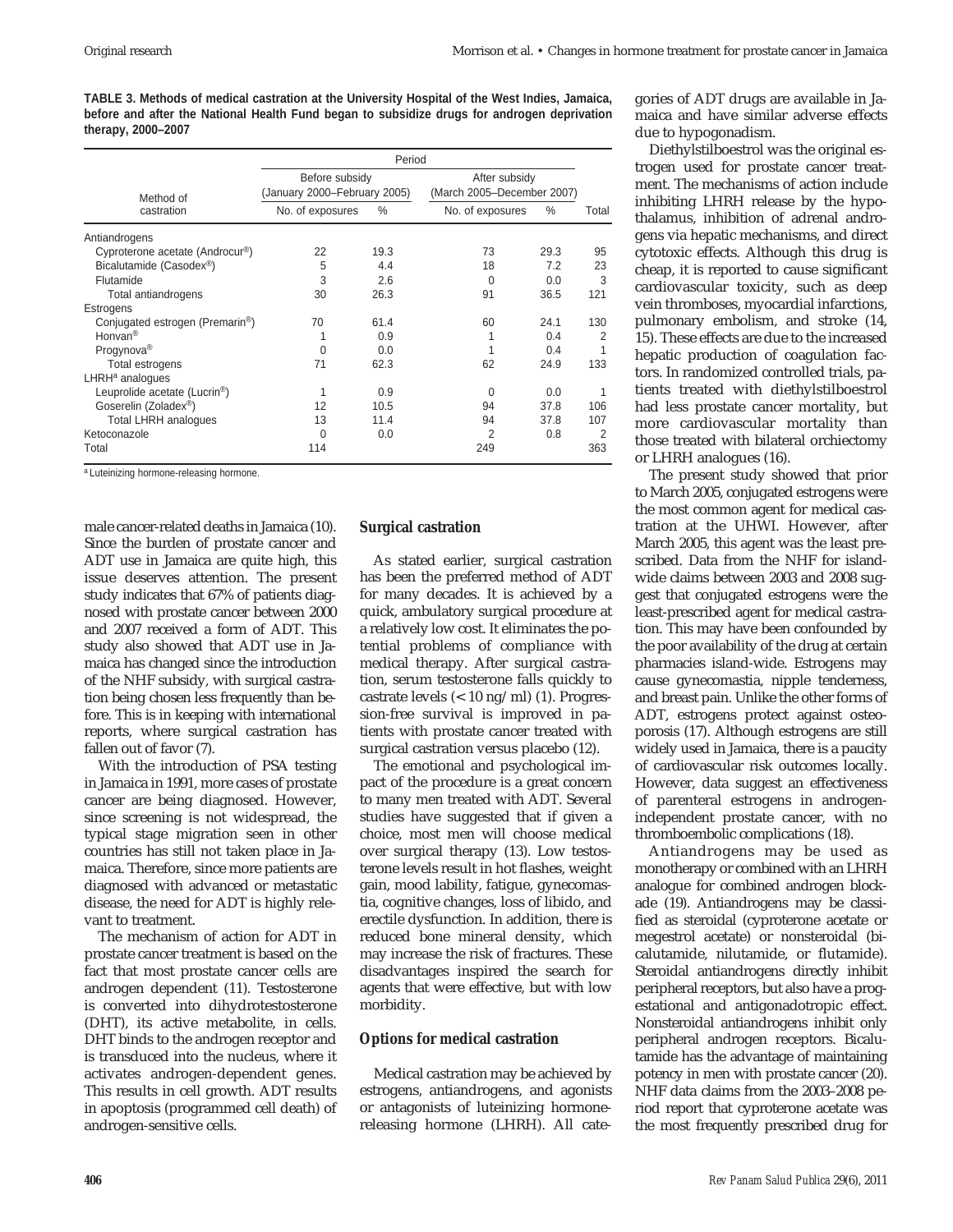**TABLE 3. Methods of medical castration at the University Hospital of the West Indies, Jamaica, before and after the National Health Fund began to subsidize drugs for androgen deprivation therapy, 2000–2007**

| Method of castration | Before subsidy (January 2000–February 2005) No. of exposures | % | After subsidy (March 2005–December 2007) No. of exposures | % | Total |
|---|---|---|---|---|---|
| Antiandrogens | | | | | |
| Cyproterone acetate (Androcur®) | 22 | 19.3 | 73 | 29.3 | 95 |
| Bicalutamide (Casodex®) | 5 | 4.4 | 18 | 7.2 | 23 |
| Flutamide | 3 | 2.6 | 0 | 0.0 | 3 |
| Total antiandrogens | 30 | 26.3 | 91 | 36.5 | 121 |
| Estrogens | | | | | |
| Conjugated estrogen (Premarin®) | 70 | 61.4 | 60 | 24.1 | 130 |
| Honvan® | 1 | 0.9 | 1 | 0.4 | 2 |
| Progynova® | 0 | 0.0 | 1 | 0.4 | 1 |
| Total estrogens | 71 | 62.3 | 62 | 24.9 | 133 |
| LHRH[a] analogues | | | | | |
| Leuprolide acetate (Lucrin®) | 1 | 0.9 | 0 | 0.0 | 1 |
| Goserelin (Zoladex®) | 12 | 10.5 | 94 | 37.8 | 106 |
| Total LHRH analogues | 13 | 11.4 | 94 | 37.8 | 107 |
| Ketoconazole | 0 | 0.0 | 2 | 0.8 | 2 |
| Total | 114 | | 249 | | 363 |

[a] Luteinizing hormone-releasing hormone.

male cancer-related deaths in Jamaica (10). Since the burden of prostate cancer and ADT use in Jamaica are quite high, this issue deserves attention. The present study indicates that 67% of patients diagnosed with prostate cancer between 2000 and 2007 received a form of ADT. This study also showed that ADT use in Jamaica has changed since the introduction of the NHF subsidy, with surgical castration being chosen less frequently than before. This is in keeping with international reports, where surgical castration has fallen out of favor (7).

With the introduction of PSA testing in Jamaica in 1991, more cases of prostate cancer are being diagnosed. However, since screening is not widespread, the typical stage migration seen in other countries has still not taken place in Jamaica. Therefore, since more patients are diagnosed with advanced or metastatic disease, the need for ADT is highly relevant to treatment.

The mechanism of action for ADT in prostate cancer treatment is based on the fact that most prostate cancer cells are androgen dependent (11). Testosterone is converted into dihydrotestosterone (DHT), its active metabolite, in cells. DHT binds to the androgen receptor and is transduced into the nucleus, where it activates androgen-dependent genes. This results in cell growth. ADT results in apoptosis (programmed cell death) of androgen-sensitive cells.

### Surgical castration

As stated earlier, surgical castration has been the preferred method of ADT for many decades. It is achieved by a quick, ambulatory surgical procedure at a relatively low cost. It eliminates the potential problems of compliance with medical therapy. After surgical castration, serum testosterone falls quickly to castrate levels (< 10 ng/ml) (1). Progression-free survival is improved in patients with prostate cancer treated with surgical castration versus placebo (12).

The emotional and psychological impact of the procedure is a great concern to many men treated with ADT. Several studies have suggested that if given a choice, most men will choose medical over surgical therapy (13). Low testosterone levels result in hot flashes, weight gain, mood lability, fatigue, gynecomastia, cognitive changes, loss of libido, and erectile dysfunction. In addition, there is reduced bone mineral density, which may increase the risk of fractures. These disadvantages inspired the search for agents that were effective, but with low morbidity.

### Options for medical castration

Medical castration may be achieved by estrogens, antiandrogens, and agonists or antagonists of luteinizing hormone-releasing hormone (LHRH). All categories of ADT drugs are available in Jamaica and have similar adverse effects due to hypogonadism.

Diethylstilboestrol was the original estrogen used for prostate cancer treatment. The mechanisms of action include inhibiting LHRH release by the hypothalamus, inhibition of adrenal androgens via hepatic mechanisms, and direct cytotoxic effects. Although this drug is cheap, it is reported to cause significant cardiovascular toxicity, such as deep vein thromboses, myocardial infarctions, pulmonary embolism, and stroke (14, 15). These effects are due to the increased hepatic production of coagulation factors. In randomized controlled trials, patients treated with diethylstilboestrol had less prostate cancer mortality, but more cardiovascular mortality than those treated with bilateral orchiectomy or LHRH analogues (16).

The present study showed that prior to March 2005, conjugated estrogens were the most common agent for medical castration at the UHWI. However, after March 2005, this agent was the least prescribed. Data from the NHF for island-wide claims between 2003 and 2008 suggest that conjugated estrogens were the least-prescribed agent for medical castration. This may have been confounded by the poor availability of the drug at certain pharmacies island-wide. Estrogens may cause gynecomastia, nipple tenderness, and breast pain. Unlike the other forms of ADT, estrogens protect against osteoporosis (17). Although estrogens are still widely used in Jamaica, there is a paucity of cardiovascular risk outcomes locally. However, data suggest an effectiveness of parenteral estrogens in androgen-independent prostate cancer, with no thromboembolic complications (18).

Antiandrogens may be used as monotherapy or combined with an LHRH analogue for combined androgen blockade (19). Antiandrogens may be classified as steroidal (cyproterone acetate or megestrol acetate) or nonsteroidal (bicalutamide, nilutamide, or flutamide). Steroidal antiandrogens directly inhibit peripheral receptors, but also have a progestational and antigonadotropic effect. Nonsteroidal antiandrogens inhibit only peripheral androgen receptors. Bicalutamide has the advantage of maintaining potency in men with prostate cancer (20). NHF data claims from the 2003–2008 period report that cyproterone acetate was the most frequently prescribed drug for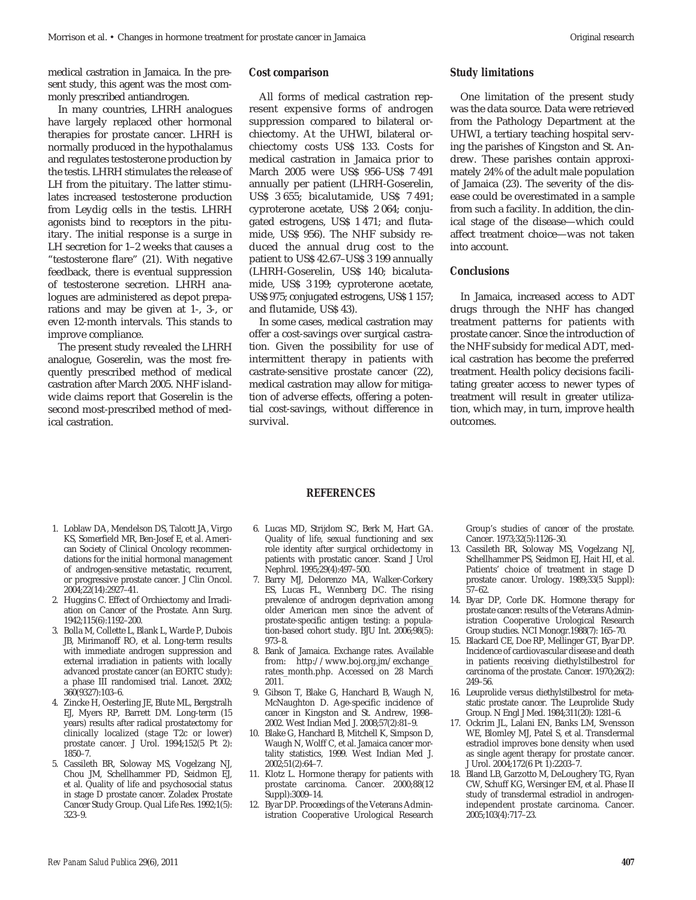medical castration in Jamaica. In the present study, this agent was the most commonly prescribed antiandrogen.

In many countries, LHRH analogues have largely replaced other hormonal therapies for prostate cancer. LHRH is normally produced in the hypothalamus and regulates testosterone production by the testis. LHRH stimulates the release of LH from the pituitary. The latter stimulates increased testosterone production from Leydig cells in the testis. LHRH agonists bind to receptors in the pituitary. The initial response is a surge in LH secretion for 1–2 weeks that causes a "testosterone flare" (21). With negative feedback, there is eventual suppression of testosterone secretion. LHRH analogues are administered as depot preparations and may be given at 1-, 3-, or even 12-month intervals. This stands to improve compliance.

The present study revealed the LHRH analogue, Goserelin, was the most frequently prescribed method of medical castration after March 2005. NHF islandwide claims report that Goserelin is the second most-prescribed method of medical castration.

### Cost comparison

All forms of medical castration represent expensive forms of androgen suppression compared to bilateral orchiectomy. At the UHWI, bilateral orchiectomy costs US$ 133. Costs for medical castration in Jamaica prior to March 2005 were US$ 956–US$ 7 491 annually per patient (LHRH-Goserelin, US$ 3 655; bicalutamide, US$ 7 491; cyproterone acetate, US$ 2 064; conjugated estrogens, US$ 1 471; and flutamide, US$ 956). The NHF subsidy reduced the annual drug cost to the patient to US$ 42.67–US$ 3 199 annually (LHRH-Goserelin, US$ 140; bicalutamide, US$ 3 199; cyproterone acetate, US$ 975; conjugated estrogens, US$ 1 157; and flutamide, US$ 43).

In some cases, medical castration may offer a cost-savings over surgical castration. Given the possibility for use of intermittent therapy in patients with castrate-sensitive prostate cancer (22), medical castration may allow for mitigation of adverse effects, offering a potential cost-savings, without difference in survival.

### Study limitations

One limitation of the present study was the data source. Data were retrieved from the Pathology Department at the UHWI, a tertiary teaching hospital serving the parishes of Kingston and St. Andrew. These parishes contain approximately 24% of the adult male population of Jamaica (23). The severity of the disease could be overestimated in a sample from such a facility. In addition, the clinical stage of the disease—which could affect treatment choice—was not taken into account.

### Conclusions

In Jamaica, increased access to ADT drugs through the NHF has changed treatment patterns for patients with prostate cancer. Since the introduction of the NHF subsidy for medical ADT, medical castration has become the preferred treatment. Health policy decisions facilitating greater access to newer types of treatment will result in greater utilization, which may, in turn, improve health outcomes.

## REFERENCES

1. Loblaw DA, Mendelson DS, Talcott JA, Virgo KS, Somerfield MR, Ben-Josef E, et al. American Society of Clinical Oncology recommendations for the initial hormonal management of androgen-sensitive metastatic, recurrent, or progressive prostate cancer. J Clin Oncol. 2004;22(14):2927–41.
2. Huggins C. Effect of Orchiectomy and Irradiation on Cancer of the Prostate. Ann Surg. 1942;115(6):1192–200.
3. Bolla M, Collette L, Blank L, Warde P, Dubois JB, Mirimanoff RO, et al. Long-term results with immediate androgen suppression and external irradiation in patients with locally advanced prostate cancer (an EORTC study): a phase III randomised trial. Lancet. 2002; 360(9327):103–6.
4. Zincke H, Oesterling JE, Blute ML, Bergstralh EJ, Myers RP, Barrett DM. Long-term (15 years) results after radical prostatectomy for clinically localized (stage T2c or lower) prostate cancer. J Urol. 1994;152(5 Pt 2): 1850–7.
5. Cassileth BR, Soloway MS, Vogelzang NJ, Chou JM, Schellhammer PD, Seidmon EJ, et al. Quality of life and psychosocial status in stage D prostate cancer. Zoladex Prostate Cancer Study Group. Qual Life Res. 1992;1(5): 323–9.
6. Lucas MD, Strijdom SC, Berk M, Hart GA. Quality of life, sexual functioning and sex role identity after surgical orchidectomy in patients with prostatic cancer. Scand J Urol Nephrol. 1995;29(4):497–500.
7. Barry MJ, Delorenzo MA, Walker-Corkery ES, Lucas FL, Wennberg DC. The rising prevalence of androgen deprivation among older American men since the advent of prostate-specific antigen testing: a population-based cohort study. BJU Int. 2006;98(5): 973–8.
8. Bank of Jamaica. Exchange rates. Available from: http://www.boj.org.jm/exchange_rates_month.php. Accessed on 28 March 2011.
9. Gibson T, Blake G, Hanchard B, Waugh N, McNaughton D. Age-specific incidence of cancer in Kingston and St. Andrew, 1998–2002. West Indian Med J. 2008;57(2):81–9.
10. Blake G, Hanchard B, Mitchell K, Simpson D, Waugh N, Wolff C, et al. Jamaica cancer mortality statistics, 1999. West Indian Med J. 2002;51(2):64–7.
11. Klotz L. Hormone therapy for patients with prostate carcinoma. Cancer. 2000;88(12 Suppl):3009–14.
12. Byar DP. Proceedings of the Veterans Administration Cooperative Urological Research Group's studies of cancer of the prostate. Cancer. 1973;32(5):1126–30.
13. Cassileth BR, Soloway MS, Vogelzang NJ, Schellhammer PS, Seidmon EJ, Hait HI, et al. Patients' choice of treatment in stage D prostate cancer. Urology. 1989;33(5 Suppl): 57–62.
14. Byar DP, Corle DK. Hormone therapy for prostate cancer: results of the Veterans Administration Cooperative Urological Research Group studies. NCI Monogr.1988(7): 165–70.
15. Blackard CE, Doe RP, Mellinger GT, Byar DP. Incidence of cardiovascular disease and death in patients receiving diethylstilbestrol for carcinoma of the prostate. Cancer. 1970;26(2): 249–56.
16. Leuprolide versus diethylstilbestrol for metastatic prostate cancer. The Leuprolide Study Group. N Engl J Med. 1984;311(20): 1281–6.
17. Ockrim JL, Lalani EN, Banks LM, Svensson WE, Blomley MJ, Patel S, et al. Transdermal estradiol improves bone density when used as single agent therapy for prostate cancer. J Urol. 2004;172(6 Pt 1):2203–7.
18. Bland LB, Garzotto M, DeLoughery TG, Ryan CW, Schuff KG, Wersinger EM, et al. Phase II study of transdermal estradiol in androgen-independent prostate carcinoma. Cancer. 2005;103(4):717–23.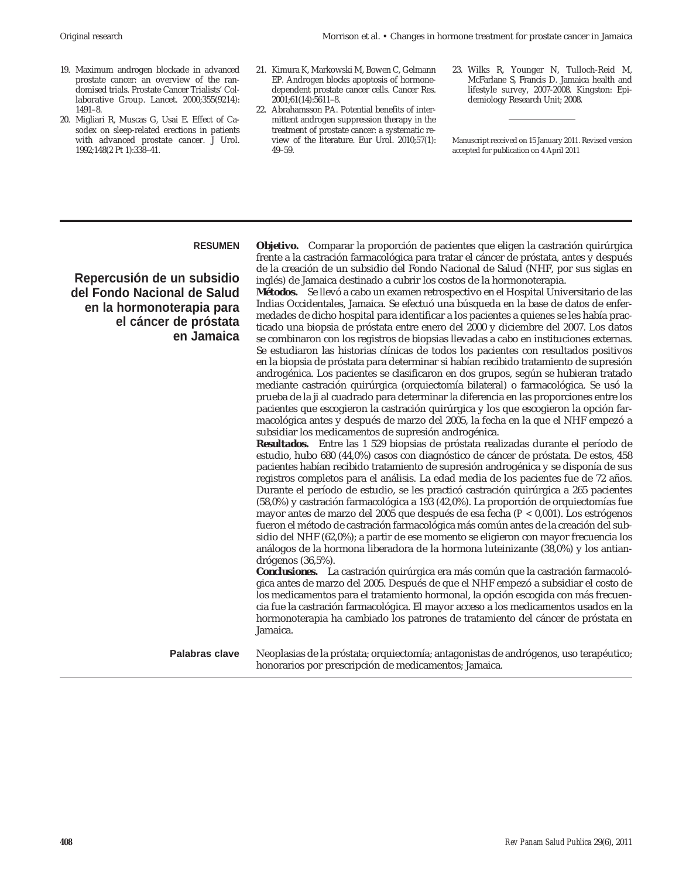19. Maximum androgen blockade in advanced prostate cancer: an overview of the randomised trials. Prostate Cancer Trialists' Collaborative Group. Lancet. 2000;355(9214): 1491–8.
20. Migliari R, Muscas G, Usai E. Effect of Casodex on sleep-related erections in patients with advanced prostate cancer. J Urol. 1992;148(2 Pt 1):338–41.
21. Kimura K, Markowski M, Bowen C, Gelmann EP. Androgen blocks apoptosis of hormone-dependent prostate cancer cells. Cancer Res. 2001;61(14):5611–8.
22. Abrahamsson PA. Potential benefits of intermittent androgen suppression therapy in the treatment of prostate cancer: a systematic review of the literature. Eur Urol. 2010;57(1): 49–59.
23. Wilks R, Younger N, Tulloch-Reid M, McFarlane S, Francis D. Jamaica health and lifestyle survey, 2007-2008. Kingston: Epidemiology Research Unit; 2008.

---

Manuscript received on 15 January 2011. Revised version accepted for publication on 4 April 2011

---

**RESUMEN**

## Repercusión de un subsidio del Fondo Nacional de Salud en la hormonoterapia para el cáncer de próstata en Jamaica

***Objetivo.*** Comparar la proporción de pacientes que eligen la castración quirúrgica frente a la castración farmacológica para tratar el cáncer de próstata, antes y después de la creación de un subsidio del Fondo Nacional de Salud (NHF, por sus siglas en inglés) de Jamaica destinado a cubrir los costos de la hormonoterapia.

***Métodos.*** Se llevó a cabo un examen retrospectivo en el Hospital Universitario de las Indias Occidentales, Jamaica. Se efectuó una búsqueda en la base de datos de enfermedades de dicho hospital para identificar a los pacientes a quienes se les había practicado una biopsia de próstata entre enero del 2000 y diciembre del 2007. Los datos se combinaron con los registros de biopsias llevadas a cabo en instituciones externas. Se estudiaron las historias clínicas de todos los pacientes con resultados positivos en la biopsia de próstata para determinar si habían recibido tratamiento de supresión androgénica. Los pacientes se clasificaron en dos grupos, según se hubieran tratado mediante castración quirúrgica (orquiectomía bilateral) o farmacológica. Se usó la prueba de la ji al cuadrado para determinar la diferencia en las proporciones entre los pacientes que escogieron la castración quirúrgica y los que escogieron la opción farmacológica antes y después de marzo del 2005, la fecha en la que el NHF empezó a subsidiar los medicamentos de supresión androgénica.

***Resultados.*** Entre las 1 529 biopsias de próstata realizadas durante el período de estudio, hubo 680 (44,0%) casos con diagnóstico de cáncer de próstata. De estos, 458 pacientes habían recibido tratamiento de supresión androgénica y se disponía de sus registros completos para el análisis. La edad media de los pacientes fue de 72 años. Durante el período de estudio, se les practicó castración quirúrgica a 265 pacientes (58,0%) y castración farmacológica a 193 (42,0%). La proporción de orquiectomías fue mayor antes de marzo del 2005 que después de esa fecha ($P < 0,001$). Los estrógenos fueron el método de castración farmacológica más común antes de la creación del subsidio del NHF (62,0%); a partir de ese momento se eligieron con mayor frecuencia los análogos de la hormona liberadora de la hormona luteinizante (38,0%) y los antiandrógenos (36,5%).

***Conclusiones.*** La castración quirúrgica era más común que la castración farmacológica antes de marzo del 2005. Después de que el NHF empezó a subsidiar el costo de los medicamentos para el tratamiento hormonal, la opción escogida con más frecuencia fue la castración farmacológica. El mayor acceso a los medicamentos usados en la hormonoterapia ha cambiado los patrones de tratamiento del cáncer de próstata en Jamaica.

**Palabras clave** Neoplasias de la próstata; orquiectomía; antagonistas de andrógenos, uso terapéutico; honorarios por prescripción de medicamentos; Jamaica.